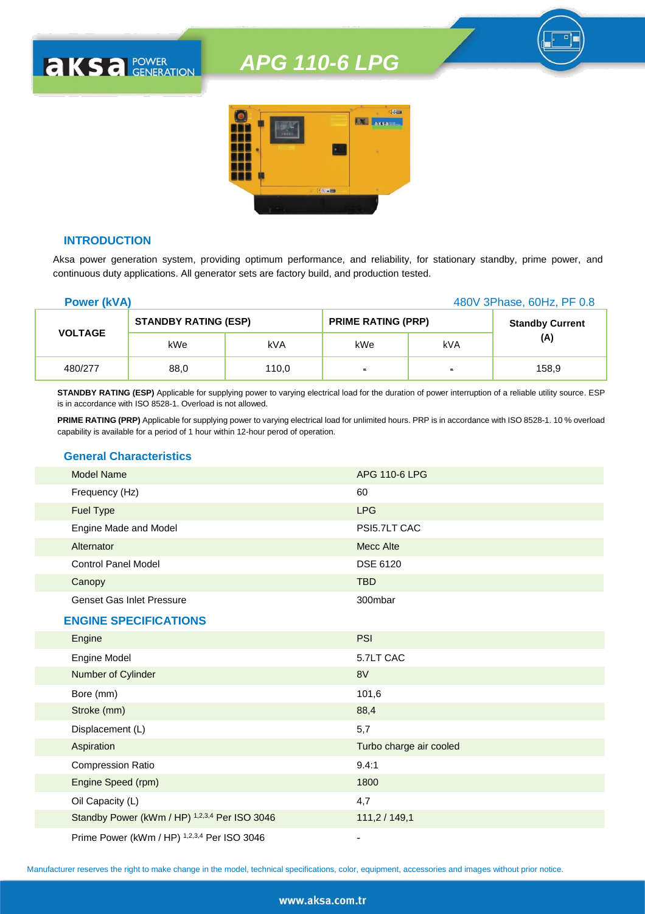# APG 110-6 LPG

## INTRODUCTION

Aksa power generation system, providing optimum performance, and reliability, for stationary standby, prime power, and continuous duty applications. All generator sets are factory build, and production tested.

**Power (kVA)** 480V 3Phase, 60Hz, PF 0.8

| VOLTAGE | STANDBY RATING (ESP) | | PRIME RATING (PRP) | | Standby Current (A) |
|---|---|---|---|---|---|
| | kWe | kVA | kWe | kVA | |
| 480/277 | 88,0 | 110,0 | - | - | 158,9 |

**STANDBY RATING (ESP)** Applicable for supplying power to varying electrical load for the duration of power interruption of a reliable utility source. ESP is in accordance with ISO 8528-1. Overload is not allowed.

**PRIME RATING (PRP)** Applicable for supplying power to varying electrical load for unlimited hours. PRP is in accordance with ISO 8528-1. 10 % overload capability is available for a period of 1 hour within 12-hour perod of operation.

## General Characteristics

| | |
|---|---|
| Model Name | APG 110-6 LPG |
| Frequency (Hz) | 60 |
| Fuel Type | LPG |
| Engine Made and Model | PSI5.7LT CAC |
| Alternator | Mecc Alte |
| Control Panel Model | DSE 6120 |
| Canopy | TBD |
| Genset Gas Inlet Pressure | 300mbar |

## ENGINE SPECIFICATIONS

| | |
|---|---|
| Engine | PSI |
| Engine Model | 5.7LT CAC |
| Number of Cylinder | 8V |
| Bore (mm) | 101,6 |
| Stroke (mm) | 88,4 |
| Displacement (L) | 5,7 |
| Aspiration | Turbo charge air cooled |
| Compression Ratio | 9.4:1 |
| Engine Speed (rpm) | 1800 |
| Oil Capacity (L) | 4,7 |
| Standby Power (kWm / HP) [1,2,3,4] Per ISO 3046 | 111,2 / 149,1 |
| Prime Power (kWm / HP) [1,2,3,4] Per ISO 3046 | - |

Manufacturer reserves the right to make change in the model, technical specifications, color, equipment, accessories and images without prior notice.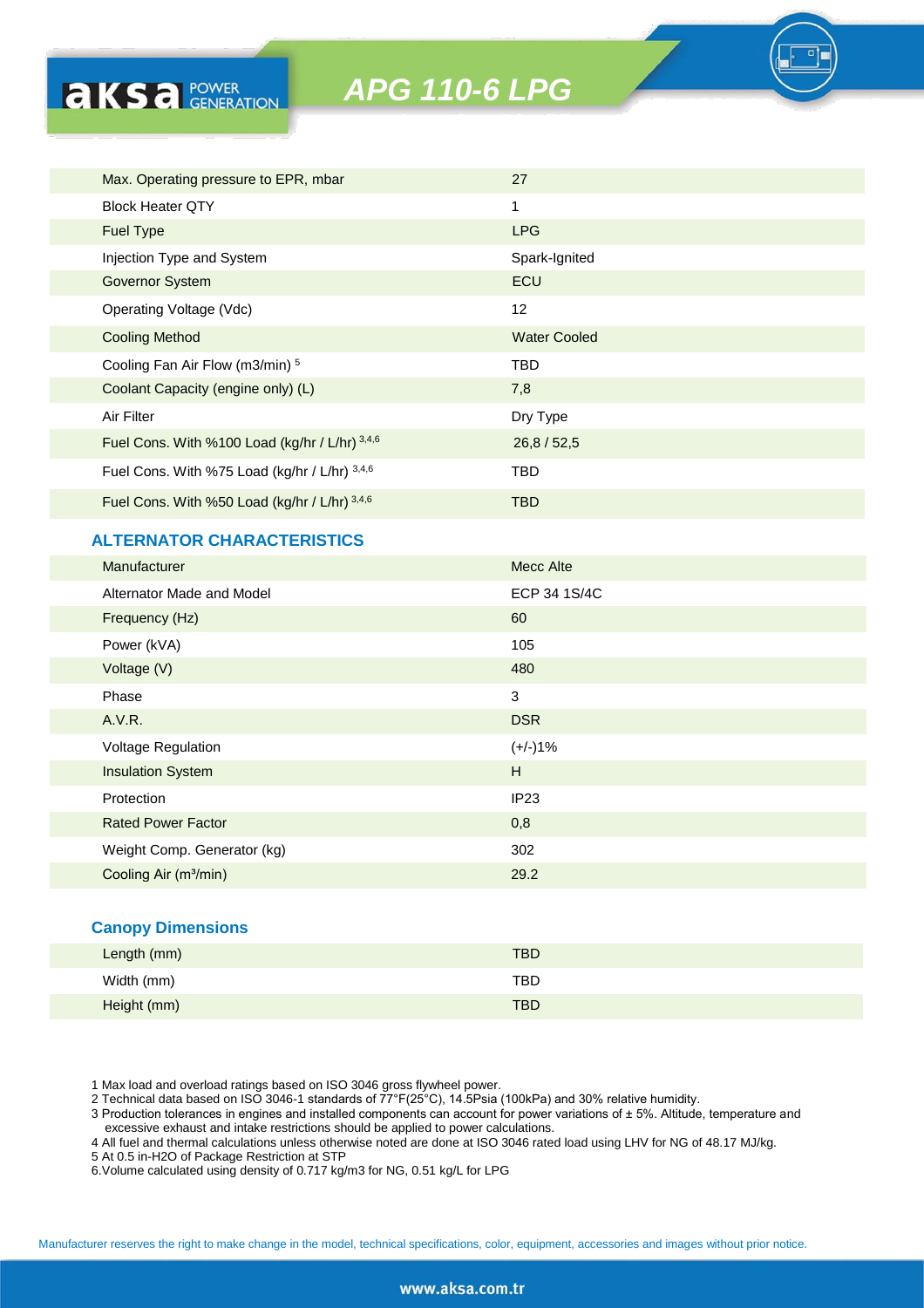# APG 110-6 LPG

| | |
|---|---|
| Max. Operating pressure to EPR, mbar | 27 |
| Block Heater QTY | 1 |
| Fuel Type | LPG |
| Injection Type and System | Spark-Ignited |
| Governor System | ECU |
| Operating Voltage (Vdc) | 12 |
| Cooling Method | Water Cooled |
| Cooling Fan Air Flow (m3/min) [5] | TBD |
| Coolant Capacity (engine only) (L) | 7,8 |
| Air Filter | Dry Type |
| Fuel Cons. With %100 Load (kg/hr / L/hr) [3,4,6] | 26,8 / 52,5 |
| Fuel Cons. With %75 Load (kg/hr / L/hr) [3,4,6] | TBD |
| Fuel Cons. With %50 Load (kg/hr / L/hr) [3,4,6] | TBD |

## ALTERNATOR CHARACTERISTICS

| | |
|---|---|
| Manufacturer | Mecc Alte |
| Alternator Made and Model | ECP 34 1S/4C |
| Frequency (Hz) | 60 |
| Power (kVA) | 105 |
| Voltage (V) | 480 |
| Phase | 3 |
| A.V.R. | DSR |
| Voltage Regulation | (+/-)1% |
| Insulation System | H |
| Protection | IP23 |
| Rated Power Factor | 0,8 |
| Weight Comp. Generator (kg) | 302 |
| Cooling Air (m³/min) | 29.2 |

## Canopy Dimensions

| | |
|---|---|
| Length (mm) | TBD |
| Width (mm) | TBD |
| Height (mm) | TBD |

1 Max load and overload ratings based on ISO 3046 gross flywheel power.
2 Technical data based on ISO 3046-1 standards of 77°F(25°C), 14.5Psia (100kPa) and 30% relative humidity.
3 Production tolerances in engines and installed components can account for power variations of ± 5%. Altitude, temperature and excessive exhaust and intake restrictions should be applied to power calculations.
4 All fuel and thermal calculations unless otherwise noted are done at ISO 3046 rated load using LHV for NG of 48.17 MJ/kg.
5 At 0.5 in-H2O of Package Restriction at STP
6.Volume calculated using density of 0.717 kg/m3 for NG, 0.51 kg/L for LPG

Manufacturer reserves the right to make change in the model, technical specifications, color, equipment, accessories and images without prior notice.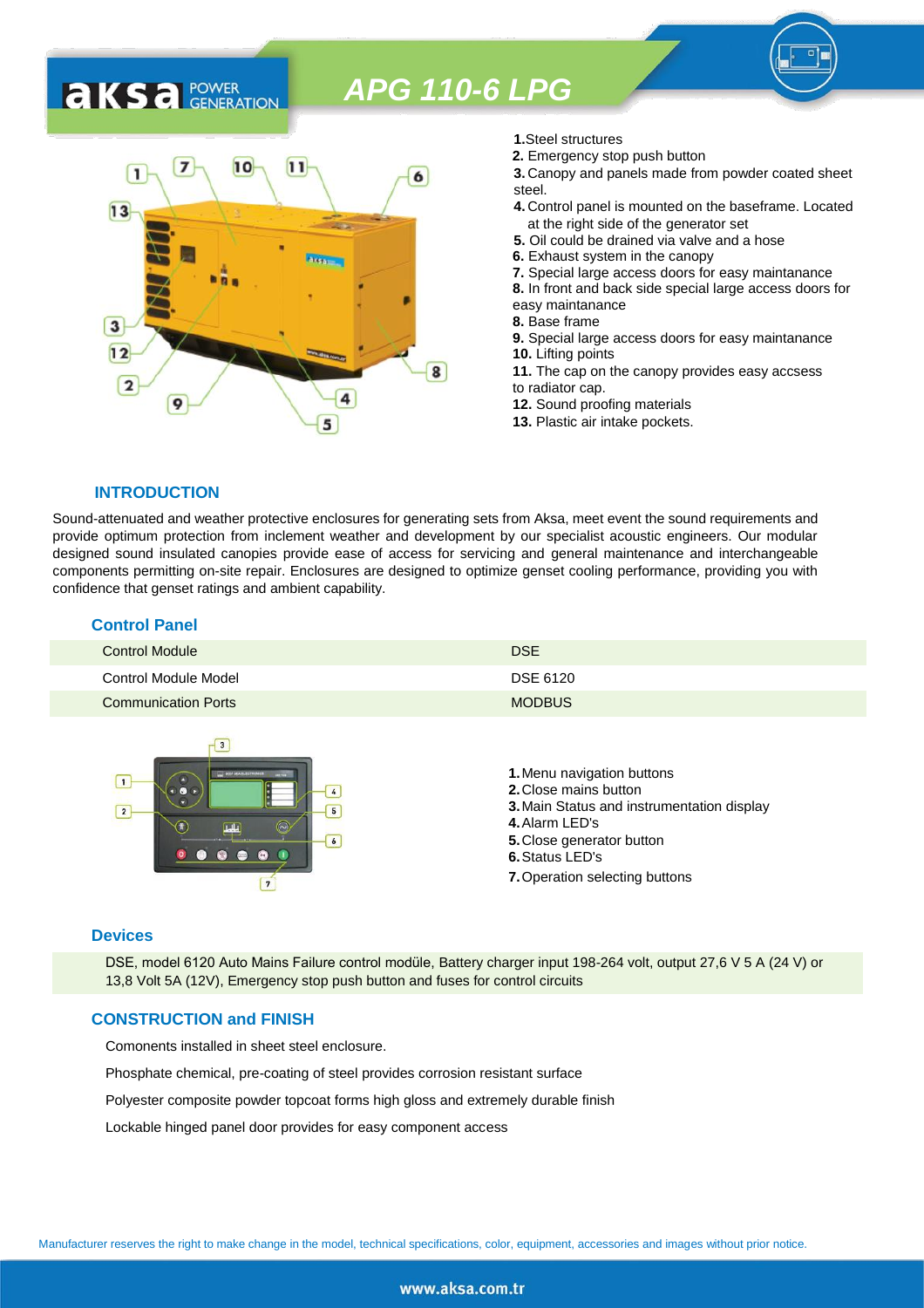# APG 110-6 LPG

**1.** Steel structures
**2.** Emergency stop push button
**3.** Canopy and panels made from powder coated sheet steel.
**4.** Control panel is mounted on the baseframe. Located at the right side of the generator set
**5.** Oil could be drained via valve and a hose
**6.** Exhaust system in the canopy
**7.** Special large access doors for easy maintanance
**8.** In front and back side special large access doors for easy maintanance
**8.** Base frame
**9.** Special large access doors for easy maintanance
**10.** Lifting points
**11.** The cap on the canopy provides easy accsess to radiator cap.
**12.** Sound proofing materials
**13.** Plastic air intake pockets.

## INTRODUCTION

Sound-attenuated and weather protective enclosures for generating sets from Aksa, meet event the sound requirements and provide optimum protection from inclement weather and development by our specialist acoustic engineers. Our modular designed sound insulated canopies provide ease of access for servicing and general maintenance and interchangeable components permitting on-site repair. Enclosures are designed to optimize genset cooling performance, providing you with confidence that genset ratings and ambient capability.

## Control Panel

| | |
|---|---|
| Control Module | DSE |
| Control Module Model | DSE 6120 |
| Communication Ports | MODBUS |

**1.** Menu navigation buttons
**2.** Close mains button
**3.** Main Status and instrumentation display
**4.** Alarm LED's
**5.** Close generator button
**6.** Status LED's
**7.** Operation selecting buttons

## Devices

DSE, model 6120 Auto Mains Failure control modüle, Battery charger input 198-264 volt, output 27,6 V 5 A (24 V) or 13,8 Volt 5A (12V), Emergency stop push button and fuses for control circuits

## CONSTRUCTION and FINISH

Comonents installed in sheet steel enclosure.

Phosphate chemical, pre-coating of steel provides corrosion resistant surface

Polyester composite powder topcoat forms high gloss and extremely durable finish

Lockable hinged panel door provides for easy component access

Manufacturer reserves the right to make change in the model, technical specifications, color, equipment, accessories and images without prior notice.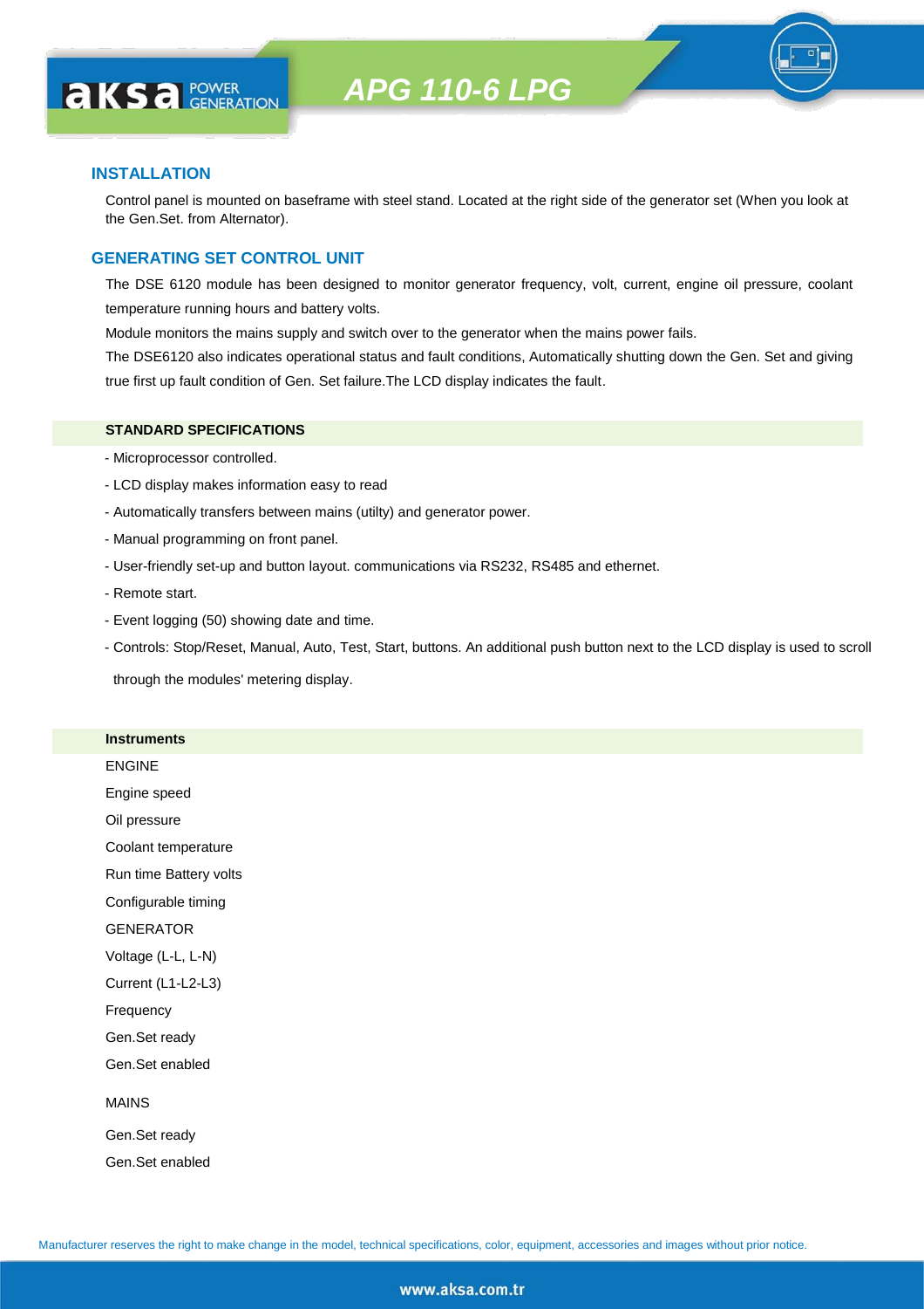# APG 110-6 LPG

## INSTALLATION

Control panel is mounted on baseframe with steel stand. Located at the right side of the generator set (When you look at the Gen.Set. from Alternator).

## GENERATING SET CONTROL UNIT

The DSE 6120 module has been designed to monitor generator frequency, volt, current, engine oil pressure, coolant temperature running hours and battery volts.

Module monitors the mains supply and switch over to the generator when the mains power fails.

The DSE6120 also indicates operational status and fault conditions, Automatically shutting down the Gen. Set and giving true first up fault condition of Gen. Set failure.The LCD display indicates the fault.

### STANDARD SPECIFICATIONS

- Microprocessor controlled.
- LCD display makes information easy to read
- Automatically transfers between mains (utilty) and generator power.
- Manual programming on front panel.
- User-friendly set-up and button layout. communications via RS232, RS485 and ethernet.
- Remote start.
- Event logging (50) showing date and time.
- Controls: Stop/Reset, Manual, Auto, Test, Start, buttons. An additional push button next to the LCD display is used to scroll through the modules' metering display.

### Instruments

ENGINE

Engine speed

Oil pressure

Coolant temperature

Run time Battery volts

Configurable timing

GENERATOR

Voltage (L-L, L-N)

Current (L1-L2-L3)

Frequency

Gen.Set ready

Gen.Set enabled

MAINS

Gen.Set ready

Gen.Set enabled

Manufacturer reserves the right to make change in the model, technical specifications, color, equipment, accessories and images without prior notice.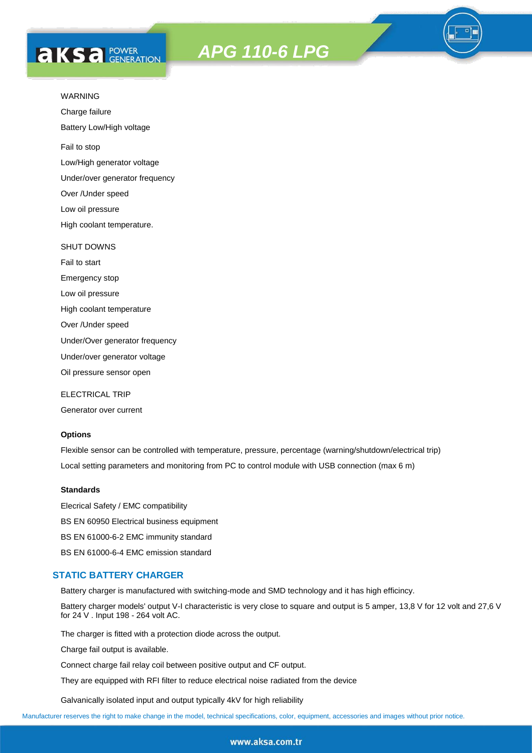WARNING

Charge failure

Battery Low/High voltage

Fail to stop

Low/High generator voltage

Under/over generator frequency

Over /Under speed

Low oil pressure

High coolant temperature.

SHUT DOWNS

Fail to start

Emergency stop

Low oil pressure

High coolant temperature

Over /Under speed

Under/Over generator frequency

Under/over generator voltage

Oil pressure sensor open

ELECTRICAL TRIP

Generator over current

**Options**

Flexible sensor can be controlled with temperature, pressure, percentage (warning/shutdown/electrical trip)

Local setting parameters and monitoring from PC to control module with USB connection (max 6 m)

**Standards**

Elecrical Safety / EMC compatibility

BS EN 60950 Electrical business equipment

BS EN 61000-6-2 EMC immunity standard

BS EN 61000-6-4 EMC emission standard

## STATIC BATTERY CHARGER

Battery charger is manufactured with switching-mode and SMD technology and it has high efficincy.

Battery charger models' output V-I characteristic is very close to square and output is 5 amper, 13,8 V for 12 volt and 27,6 V for 24 V . Input 198 - 264 volt AC.

The charger is fitted with a protection diode across the output.

Charge fail output is available.

Connect charge fail relay coil between positive output and CF output.

They are equipped with RFI filter to reduce electrical noise radiated from the device

Galvanically isolated input and output typically 4kV for high reliability

Manufacturer reserves the right to make change in the model, technical specifications, color, equipment, accessories and images without prior notice.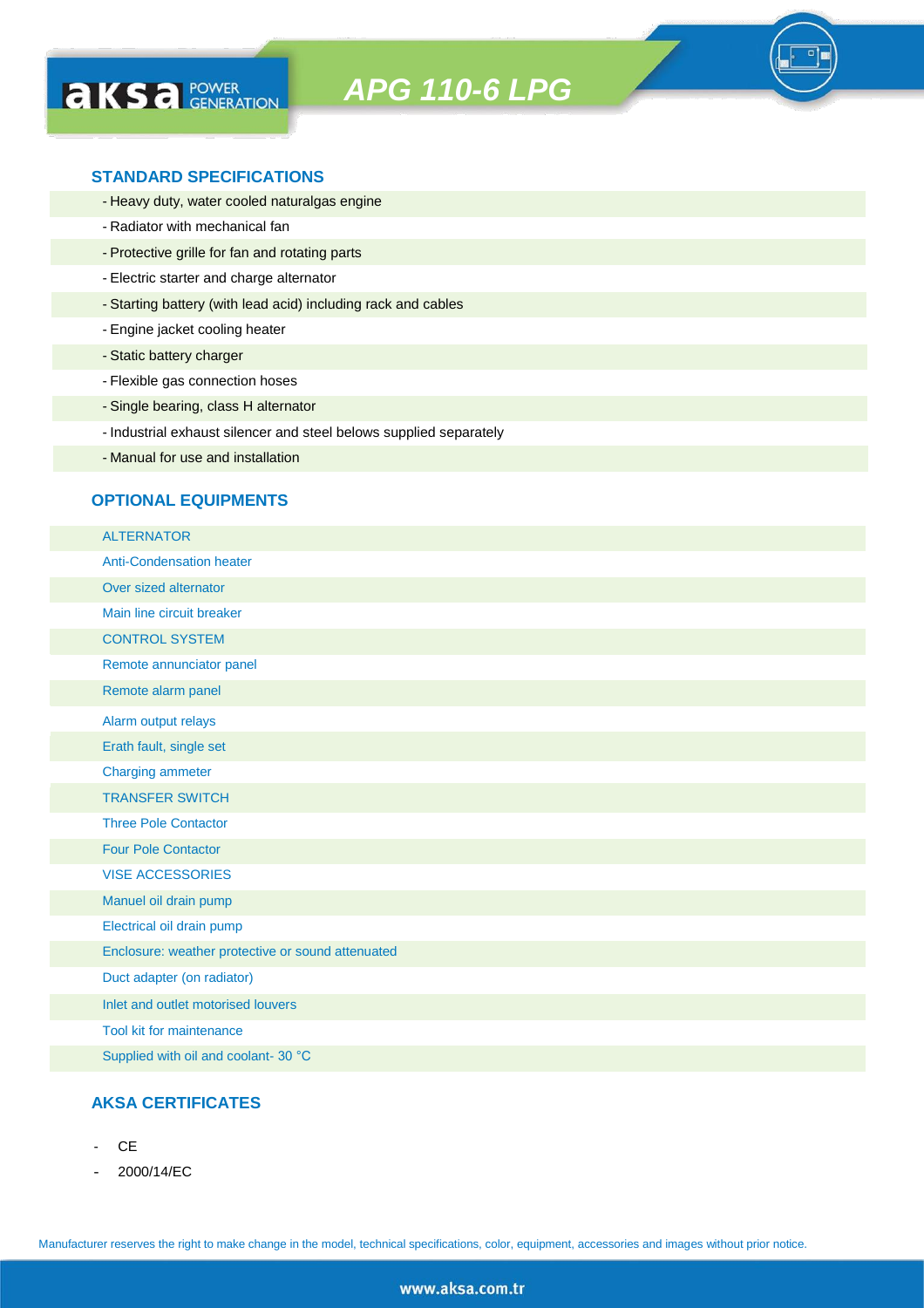# APG 110-6 LPG

## STANDARD SPECIFICATIONS

- Heavy duty, water cooled naturalgas engine
- Radiator with mechanical fan
- Protective grille for fan and rotating parts
- Electric starter and charge alternator
- Starting battery (with lead acid) including rack and cables
- Engine jacket cooling heater
- Static battery charger
- Flexible gas connection hoses
- Single bearing, class H alternator
- Industrial exhaust silencer and steel belows supplied separately
- Manual for use and installation

## OPTIONAL EQUIPMENTS

ALTERNATOR

Anti-Condensation heater

Over sized alternator

Main line circuit breaker

CONTROL SYSTEM

Remote annunciator panel

Remote alarm panel

Alarm output relays

Erath fault, single set

Charging ammeter

TRANSFER SWITCH

Three Pole Contactor

Four Pole Contactor

VISE ACCESSORIES

Manuel oil drain pump

Electrical oil drain pump

Enclosure: weather protective or sound attenuated

Duct adapter (on radiator)

Inlet and outlet motorised louvers

Tool kit for maintenance

Supplied with oil and coolant- 30 °C

## AKSA CERTIFICATES

- CE
- 2000/14/EC

Manufacturer reserves the right to make change in the model, technical specifications, color, equipment, accessories and images without prior notice.

www.aksa.com.tr